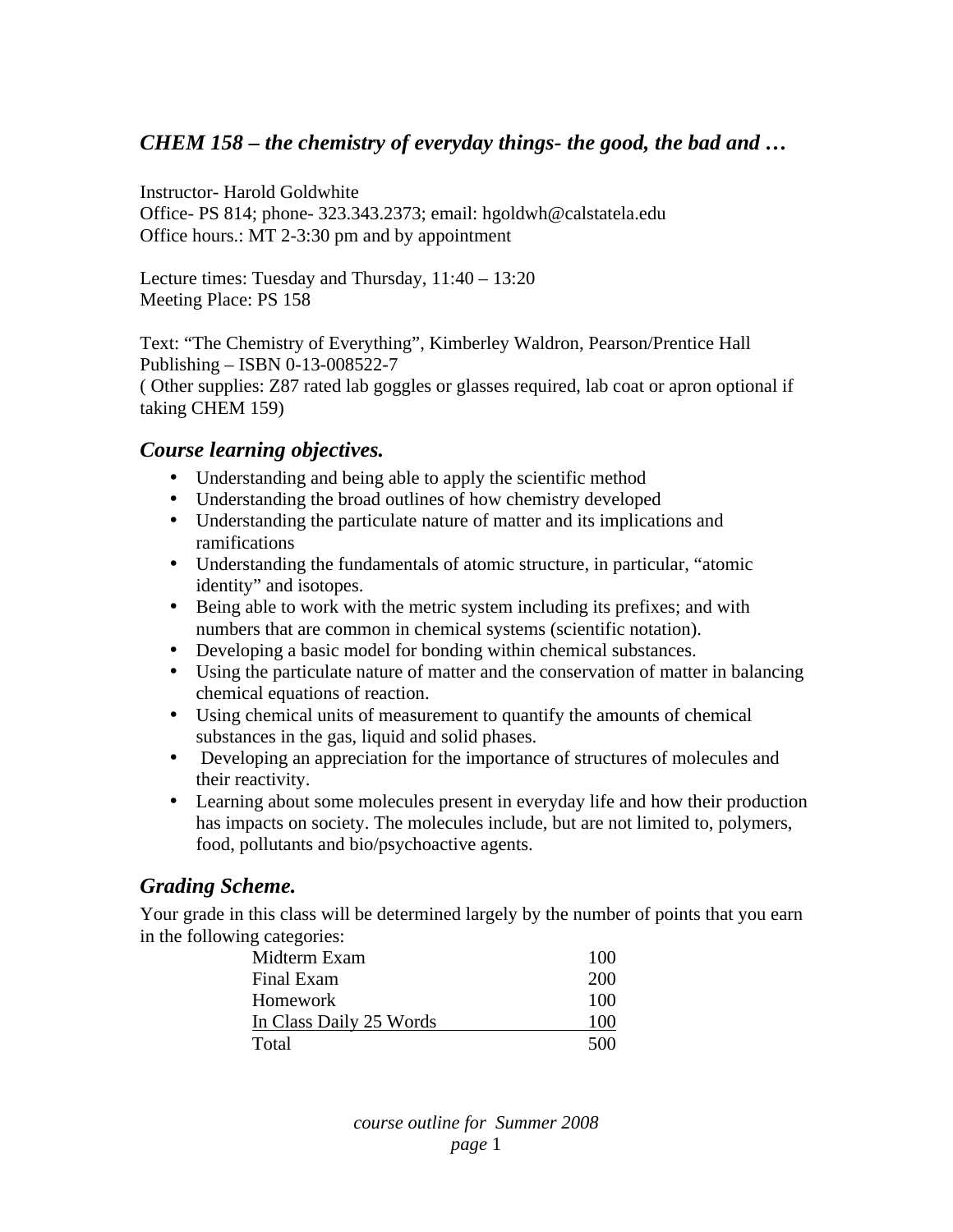## *CHEM 158 – the chemistry of everyday things- the good, the bad and …*

Instructor- Harold Goldwhite
Office- PS 814; phone- 323.343.2373; email: hgoldwh@calstatela.edu
Office hours.: MT 2-3:30 pm and by appointment

Lecture times: Tuesday and Thursday, 11:40 – 13:20
Meeting Place: PS 158

Text: "The Chemistry of Everything", Kimberley Waldron, Pearson/Prentice Hall Publishing – ISBN 0-13-008522-7
( Other supplies: Z87 rated lab goggles or glasses required, lab coat or apron optional if taking CHEM 159)

### *Course learning objectives.*

- Understanding and being able to apply the scientific method
- Understanding the broad outlines of how chemistry developed
- Understanding the particulate nature of matter and its implications and ramifications
- Understanding the fundamentals of atomic structure, in particular, "atomic identity" and isotopes.
- Being able to work with the metric system including its prefixes; and with numbers that are common in chemical systems (scientific notation).
- Developing a basic model for bonding within chemical substances.
- Using the particulate nature of matter and the conservation of matter in balancing chemical equations of reaction.
- Using chemical units of measurement to quantify the amounts of chemical substances in the gas, liquid and solid phases.
- Developing an appreciation for the importance of structures of molecules and their reactivity.
- Learning about some molecules present in everyday life and how their production has impacts on society. The molecules include, but are not limited to, polymers, food, pollutants and bio/psychoactive agents.

### *Grading Scheme.*

Your grade in this class will be determined largely by the number of points that you earn in the following categories:

| Category | Points |
|---|---|
| Midterm Exam | 100 |
| Final Exam | 200 |
| Homework | 100 |
| In Class Daily 25 Words | 100 |
| Total | 500 |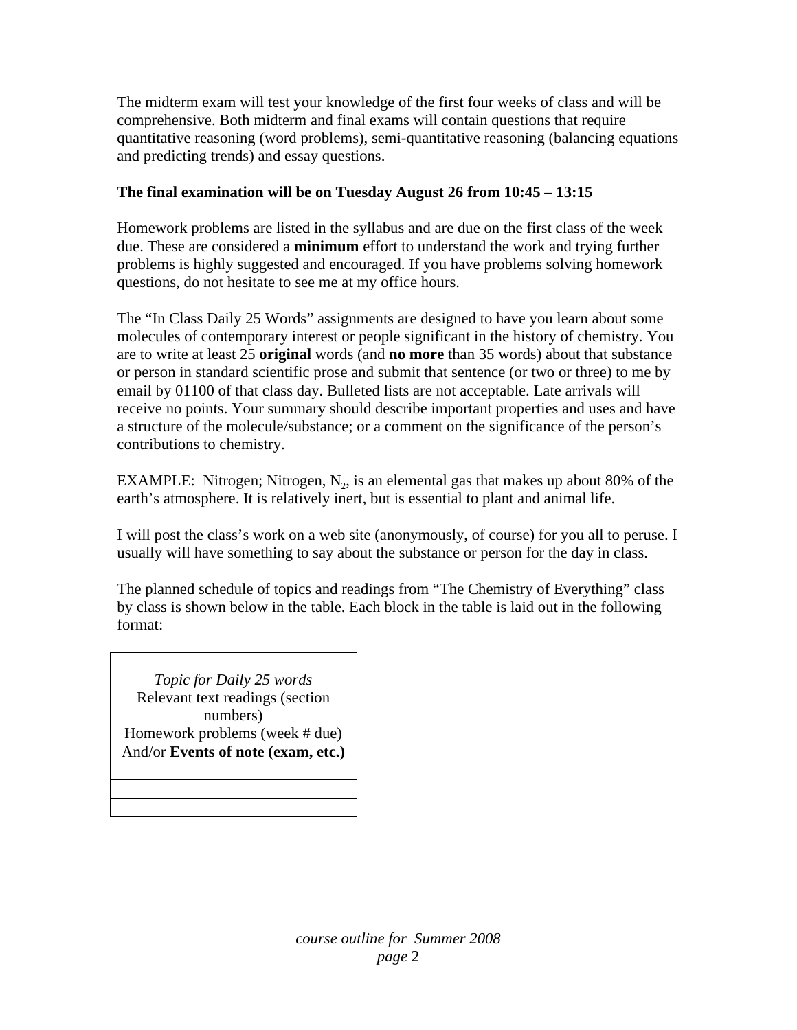The midterm exam will test your knowledge of the first four weeks of class and will be comprehensive. Both midterm and final exams will contain questions that require quantitative reasoning (word problems), semi-quantitative reasoning (balancing equations and predicting trends) and essay questions.

**The final examination will be on Tuesday August 26 from 10:45 – 13:15**

Homework problems are listed in the syllabus and are due on the first class of the week due. These are considered a **minimum** effort to understand the work and trying further problems is highly suggested and encouraged. If you have problems solving homework questions, do not hesitate to see me at my office hours.

The "In Class Daily 25 Words" assignments are designed to have you learn about some molecules of contemporary interest or people significant in the history of chemistry. You are to write at least 25 **original** words (and **no more** than 35 words) about that substance or person in standard scientific prose and submit that sentence (or two or three) to me by email by 01100 of that class day. Bulleted lists are not acceptable. Late arrivals will receive no points. Your summary should describe important properties and uses and have a structure of the molecule/substance; or a comment on the significance of the person's contributions to chemistry.

EXAMPLE: Nitrogen; Nitrogen, $N_2$, is an elemental gas that makes up about 80% of the earth's atmosphere. It is relatively inert, but is essential to plant and animal life.

I will post the class's work on a web site (anonymously, of course) for you all to peruse. I usually will have something to say about the substance or person for the day in class.

The planned schedule of topics and readings from "The Chemistry of Everything" class by class is shown below in the table. Each block in the table is laid out in the following format:

| *Topic for Daily 25 words*<br>Relevant text readings (section numbers)<br>Homework problems (week # due)<br>And/or **Events of note (exam, etc.)** |
|---|
| |
| |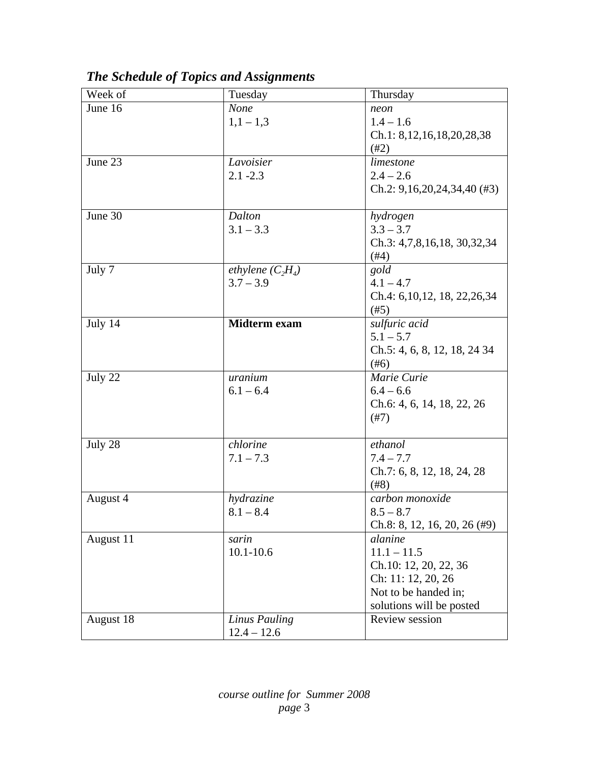***The Schedule of Topics and Assignments***

| Week of | Tuesday | Thursday |
|---|---|---|
| June 16 | *None*<br>1,1 – 1,3 | *neon*<br>1.4 – 1.6<br>Ch.1: 8,12,16,18,20,28,38 (#2) |
| June 23 | *Lavoisier*<br>2.1 -2.3 | *limestone*<br>2.4 – 2.6<br>Ch.2: 9,16,20,24,34,40 (#3) |
| June 30 | *Dalton*<br>3.1 – 3.3 | *hydrogen*<br>3.3 – 3.7<br>Ch.3: 4,7,8,16,18, 30,32,34 (#4) |
| July 7 | *ethylene ($C_2H_4$)*<br>3.7 – 3.9 | *gold*<br>4.1 – 4.7<br>Ch.4: 6,10,12, 18, 22,26,34 (#5) |
| July 14 | **Midterm exam** | *sulfuric acid*<br>5.1 – 5.7<br>Ch.5: 4, 6, 8, 12, 18, 24 34 (#6) |
| July 22 | *uranium*<br>6.1 – 6.4 | *Marie Curie*<br>6.4 – 6.6<br>Ch.6: 4, 6, 14, 18, 22, 26 (#7) |
| July 28 | *chlorine*<br>7.1 – 7.3 | *ethanol*<br>7.4 – 7.7<br>Ch.7: 6, 8, 12, 18, 24, 28 (#8) |
| August 4 | *hydrazine*<br>8.1 – 8.4 | *carbon monoxide*<br>8.5 – 8.7<br>Ch.8: 8, 12, 16, 20, 26 (#9) |
| August 11 | *sarin*<br>10.1-10.6 | *alanine*<br>11.1 – 11.5<br>Ch.10: 12, 20, 22, 36<br>Ch: 11: 12, 20, 26<br>Not to be handed in;<br>solutions will be posted |
| August 18 | *Linus Pauling*<br>12.4 – 12.6 | Review session |

*course outline for Summer 2008*